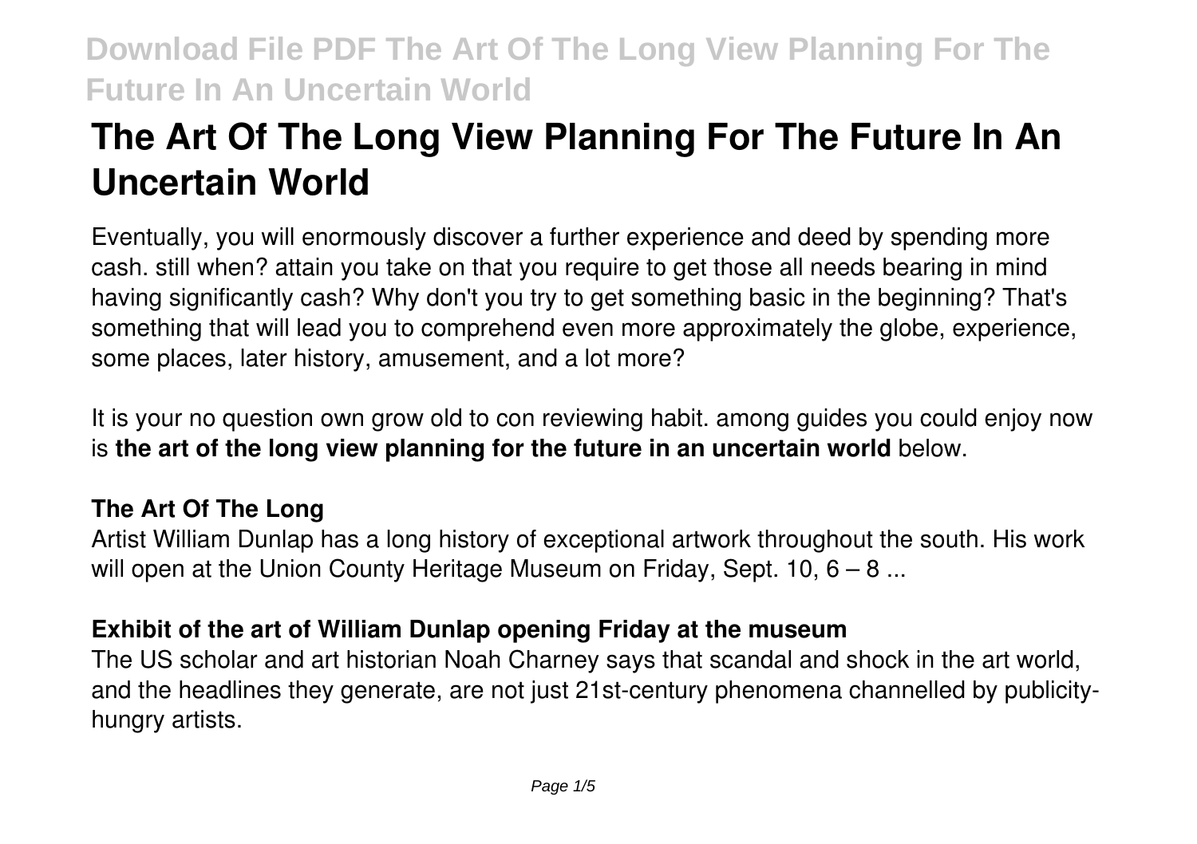# The Art Of The Long View Planning For The Future In An Uncertain World

Eventually, you will enormously discover a further experience and deed by spending more cash. still when? attain you take on that you require to get those all needs bearing in mind having significantly cash? Why don't you try to get something basic in the beginning? That's something that will lead you to comprehend even more approximately the globe, experience, some places, later history, amusement, and a lot more?

It is your no question own grow old to con reviewing habit. among guides you could enjoy now is **the art of the long view planning for the future in an uncertain world** below.

## The Art Of The Long

Artist William Dunlap has a long history of exceptional artwork throughout the south. His work will open at the Union County Heritage Museum on Friday, Sept. 10, 6 – 8 ...

## Exhibit of the art of William Dunlap opening Friday at the museum

The US scholar and art historian Noah Charney says that scandal and shock in the art world, and the headlines they generate, are not just 21st-century phenomena channelled by publicity-hungry artists.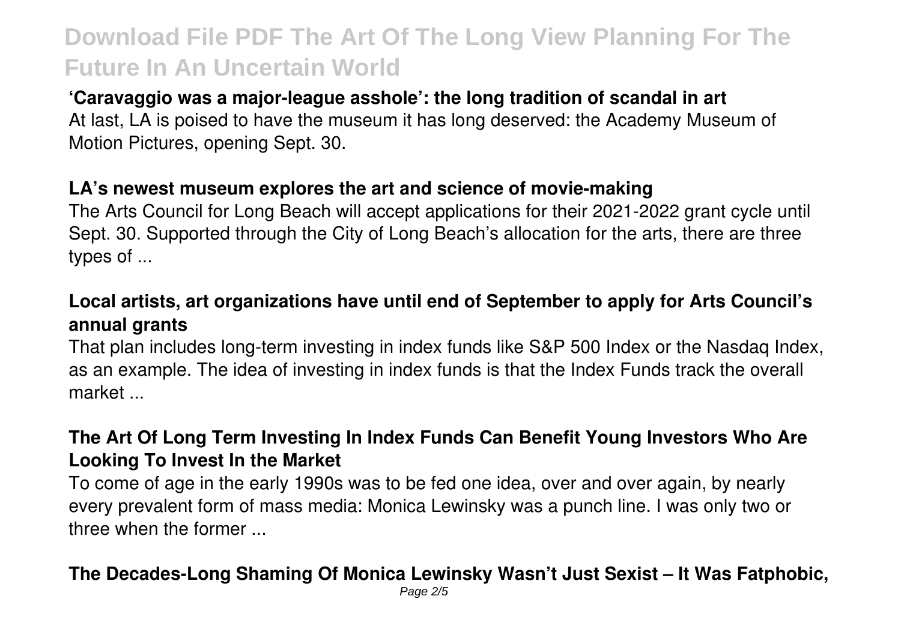**'Caravaggio was a major-league asshole': the long tradition of scandal in art**

At last, LA is poised to have the museum it has long deserved: the Academy Museum of Motion Pictures, opening Sept. 30.

**LA's newest museum explores the art and science of movie-making**

The Arts Council for Long Beach will accept applications for their 2021-2022 grant cycle until Sept. 30. Supported through the City of Long Beach's allocation for the arts, there are three types of ...

**Local artists, art organizations have until end of September to apply for Arts Council's annual grants**

That plan includes long-term investing in index funds like S&P 500 Index or the Nasdaq Index, as an example. The idea of investing in index funds is that the Index Funds track the overall market ...

**The Art Of Long Term Investing In Index Funds Can Benefit Young Investors Who Are Looking To Invest In the Market**

To come of age in the early 1990s was to be fed one idea, over and over again, by nearly every prevalent form of mass media: Monica Lewinsky was a punch line. I was only two or three when the former ...

**The Decades-Long Shaming Of Monica Lewinsky Wasn't Just Sexist – It Was Fatphobic,**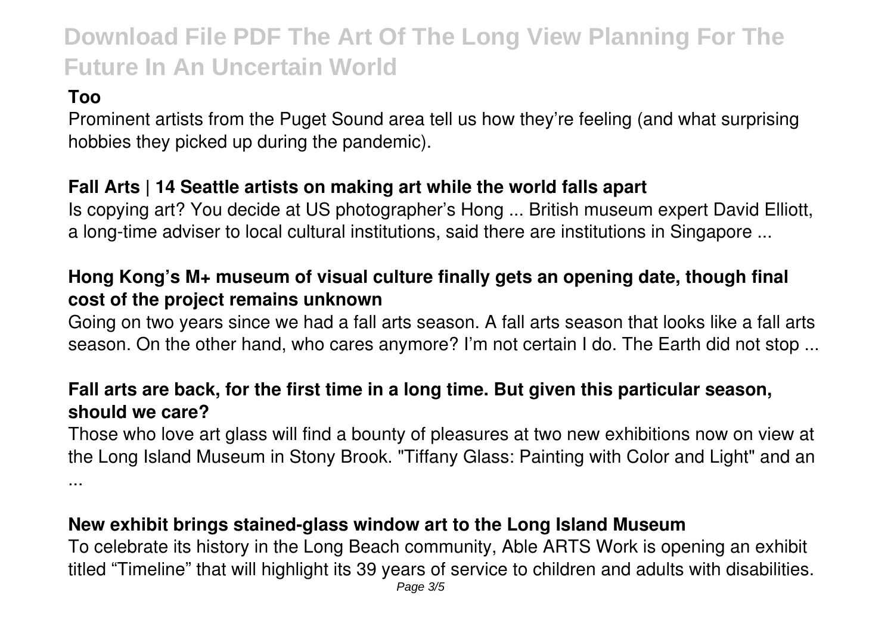**Too**

Prominent artists from the Puget Sound area tell us how they're feeling (and what surprising hobbies they picked up during the pandemic).

**Fall Arts | 14 Seattle artists on making art while the world falls apart**

Is copying art? You decide at US photographer's Hong ... British museum expert David Elliott, a long-time adviser to local cultural institutions, said there are institutions in Singapore ...

**Hong Kong's M+ museum of visual culture finally gets an opening date, though final cost of the project remains unknown**

Going on two years since we had a fall arts season. A fall arts season that looks like a fall arts season. On the other hand, who cares anymore? I'm not certain I do. The Earth did not stop ...

**Fall arts are back, for the first time in a long time. But given this particular season, should we care?**

Those who love art glass will find a bounty of pleasures at two new exhibitions now on view at the Long Island Museum in Stony Brook. "Tiffany Glass: Painting with Color and Light" and an ...

**New exhibit brings stained-glass window art to the Long Island Museum**

To celebrate its history in the Long Beach community, Able ARTS Work is opening an exhibit titled "Timeline" that will highlight its 39 years of service to children and adults with disabilities.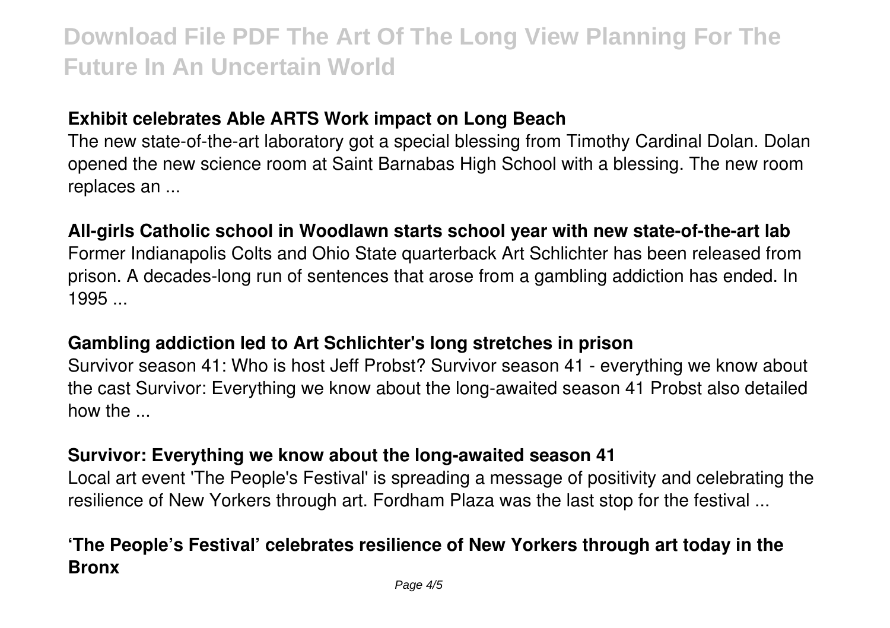### Exhibit celebrates Able ARTS Work impact on Long Beach

The new state-of-the-art laboratory got a special blessing from Timothy Cardinal Dolan. Dolan opened the new science room at Saint Barnabas High School with a blessing. The new room replaces an ...

### All-girls Catholic school in Woodlawn starts school year with new state-of-the-art lab

Former Indianapolis Colts and Ohio State quarterback Art Schlichter has been released from prison. A decades-long run of sentences that arose from a gambling addiction has ended. In 1995 ...

### Gambling addiction led to Art Schlichter's long stretches in prison

Survivor season 41: Who is host Jeff Probst? Survivor season 41 - everything we know about the cast Survivor: Everything we know about the long-awaited season 41 Probst also detailed how the ...

### Survivor: Everything we know about the long-awaited season 41

Local art event 'The People's Festival' is spreading a message of positivity and celebrating the resilience of New Yorkers through art. Fordham Plaza was the last stop for the festival ...

### 'The People's Festival' celebrates resilience of New Yorkers through art today in the Bronx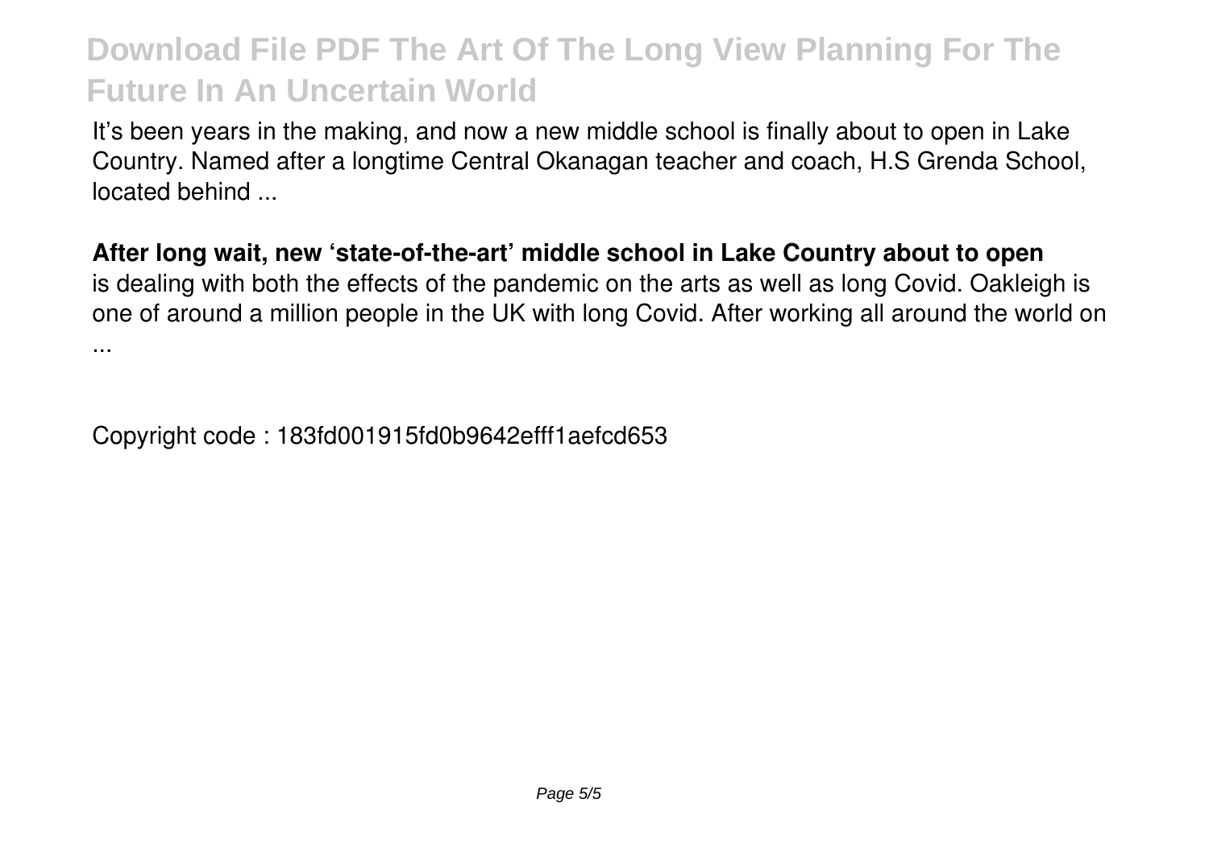It’s been years in the making, and now a new middle school is finally about to open in Lake Country. Named after a longtime Central Okanagan teacher and coach, H.S Grenda School, located behind ...

**After long wait, new ‘state-of-the-art’ middle school in Lake Country about to open**

is dealing with both the effects of the pandemic on the arts as well as long Covid. Oakleigh is one of around a million people in the UK with long Covid. After working all around the world on ...

Copyright code : 183fd001915fd0b9642efff1aefcd653